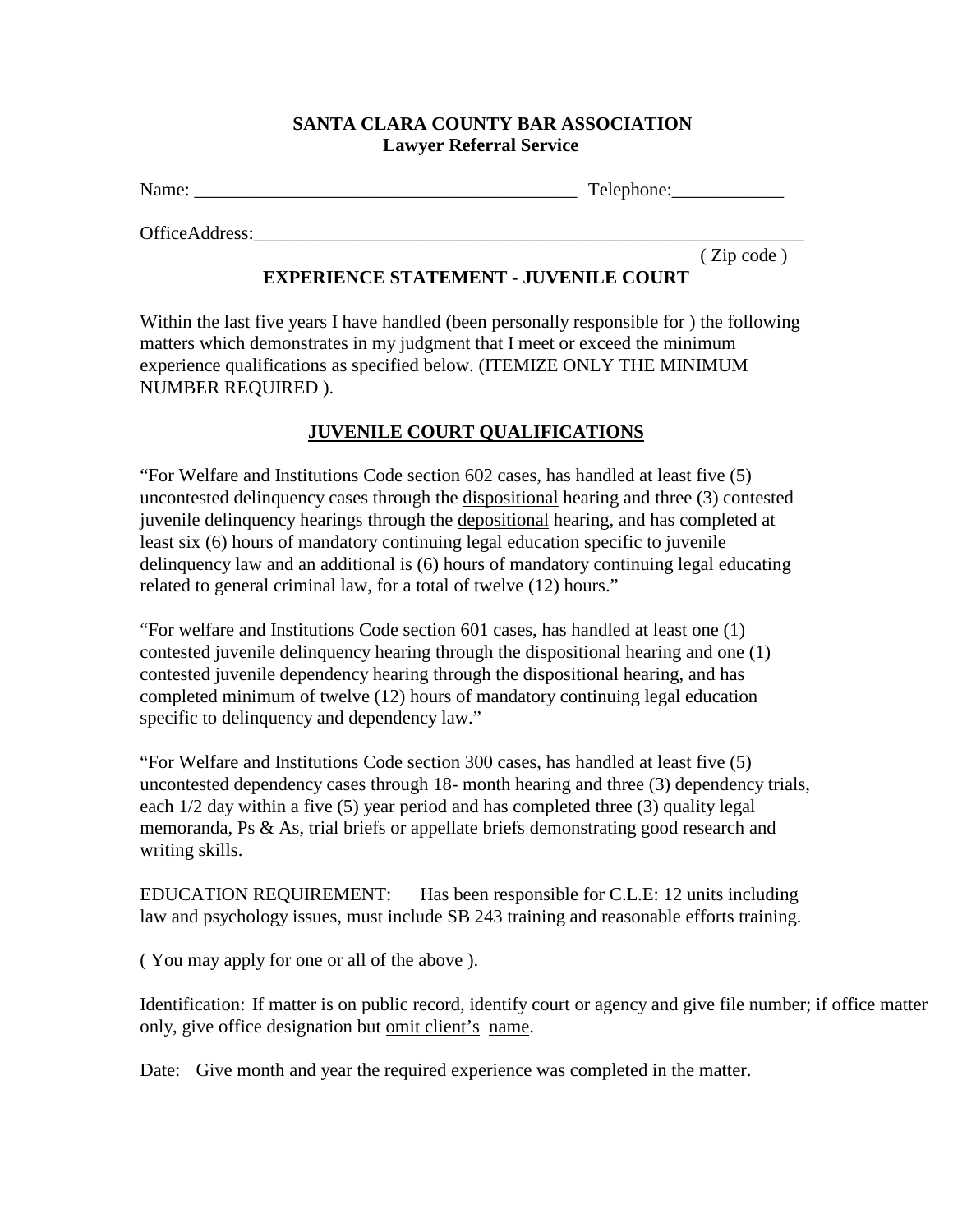**SANTA CLARA COUNTY BAR ASSOCIATION**
**Lawyer Referral Service**

Name: __________________________________________ Telephone:____________

OfficeAddress:_______________________________________________________________
( Zip code )

**EXPERIENCE STATEMENT - JUVENILE COURT**

Within the last five years I have handled (been personally responsible for ) the following matters which demonstrates in my judgment that I meet or exceed the minimum experience qualifications as specified below. (ITEMIZE ONLY THE MINIMUM NUMBER REQUIRED ).

**JUVENILE COURT QUALIFICATIONS**

"For Welfare and Institutions Code section 602 cases, has handled at least five (5) uncontested delinquency cases through the dispositional hearing and three (3) contested juvenile delinquency hearings through the depositional hearing, and has completed at least six (6) hours of mandatory continuing legal education specific to juvenile delinquency law and an additional is (6) hours of mandatory continuing legal educating related to general criminal law, for a total of twelve (12) hours."

"For welfare and Institutions Code section 601 cases, has handled at least one (1) contested juvenile delinquency hearing through the dispositional hearing and one (1) contested juvenile dependency hearing through the dispositional hearing, and has completed minimum of twelve (12) hours of mandatory continuing legal education specific to delinquency and dependency law."

"For Welfare and Institutions Code section 300 cases, has handled at least five (5) uncontested dependency cases through 18- month hearing and three (3) dependency trials, each 1/2 day within a five (5) year period and has completed three (3) quality legal memoranda, Ps & As, trial briefs or appellate briefs demonstrating good research and writing skills.

EDUCATION REQUIREMENT: Has been responsible for C.L.E: 12 units including law and psychology issues, must include SB 243 training and reasonable efforts training.

( You may apply for one or all of the above ).

Identification: If matter is on public record, identify court or agency and give file number; if office matter only, give office designation but omit client's name.

Date: Give month and year the required experience was completed in the matter.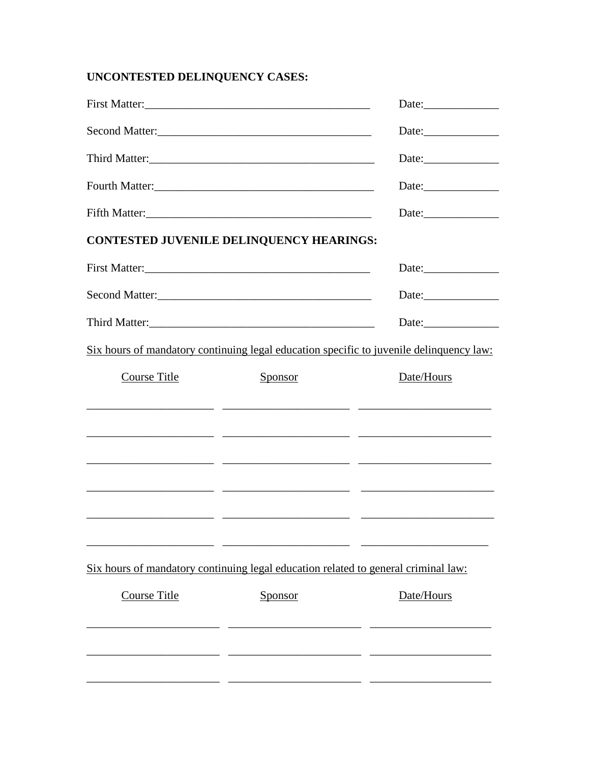**UNCONTESTED DELINQUENCY CASES:**

First Matter:________________________________________ Date:_____________

Second Matter:_____________________________________ Date:_____________

Third Matter:________________________________________ Date:_____________

Fourth Matter:_______________________________________ Date:_____________

Fifth Matter:________________________________________ Date:_____________

**CONTESTED JUVENILE DELINQUENCY HEARINGS:**

First Matter:________________________________________ Date:_____________

Second Matter:_____________________________________ Date:_____________

Third Matter:________________________________________ Date:_____________

<u>Six hours of mandatory continuing legal education specific to juvenile delinquency law:</u>

| <u>Course Title</u> | <u>Sponsor</u> | <u>Date/Hours</u> |
|---|---|---|
| ______________________ | ______________________ | _______________________ |
| ______________________ | ______________________ | _______________________ |
| ______________________ | ______________________ | _______________________ |
| ______________________ | ______________________ | _______________________ |
| ______________________ | ______________________ | _______________________ |
| ______________________ | ______________________ | _______________________ |

<u>Six hours of mandatory continuing legal education related to general criminal law:</u>

| <u>Course Title</u> | <u>Sponsor</u> | <u>Date/Hours</u> |
|---|---|---|
| _______________________ | _______________________ | _____________________ |
| _______________________ | _______________________ | _____________________ |
| _______________________ | _______________________ | _____________________ |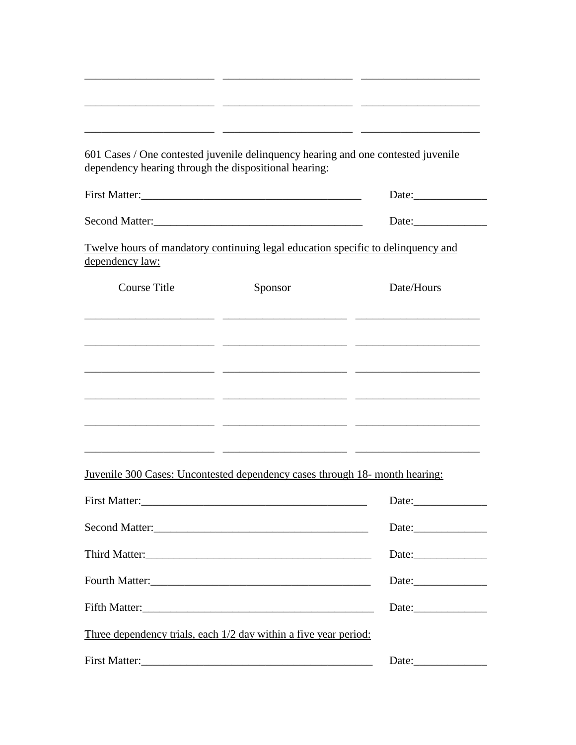\_\_\_\_\_\_\_\_\_\_\_\_\_\_\_\_\_\_\_\_\_\_\_ \_\_\_\_\_\_\_\_\_\_\_\_\_\_\_\_\_\_\_\_\_\_\_ \_\_\_\_\_\_\_\_\_\_\_\_\_\_\_\_\_\_\_\_\_

\_\_\_\_\_\_\_\_\_\_\_\_\_\_\_\_\_\_\_\_\_\_\_ \_\_\_\_\_\_\_\_\_\_\_\_\_\_\_\_\_\_\_\_\_\_\_ \_\_\_\_\_\_\_\_\_\_\_\_\_\_\_\_\_\_\_\_\_

\_\_\_\_\_\_\_\_\_\_\_\_\_\_\_\_\_\_\_\_\_\_\_ \_\_\_\_\_\_\_\_\_\_\_\_\_\_\_\_\_\_\_\_\_\_\_ \_\_\_\_\_\_\_\_\_\_\_\_\_\_\_\_\_\_\_\_\_

601 Cases / One contested juvenile delinquency hearing and one contested juvenile dependency hearing through the dispositional hearing:

First Matter:\_\_\_\_\_\_\_\_\_\_\_\_\_\_\_\_\_\_\_\_\_\_\_\_\_\_\_\_\_\_\_\_\_\_\_\_\_\_\_ Date:\_\_\_\_\_\_\_\_\_\_\_\_\_

Second Matter:\_\_\_\_\_\_\_\_\_\_\_\_\_\_\_\_\_\_\_\_\_\_\_\_\_\_\_\_\_\_\_\_\_\_\_\_\_ Date:\_\_\_\_\_\_\_\_\_\_\_\_\_

<u>Twelve hours of mandatory continuing legal education specific to delinquency and dependency law:</u>

| Course Title | Sponsor | Date/Hours |
| --- | --- | --- |
| | | |
| | | |
| | | |
| | | |
| | | |
| | | |

<u>Juvenile 300 Cases: Uncontested dependency cases through 18- month hearing:</u>

First Matter:\_\_\_\_\_\_\_\_\_\_\_\_\_\_\_\_\_\_\_\_\_\_\_\_\_\_\_\_\_\_\_\_\_\_\_\_\_\_\_\_ Date:\_\_\_\_\_\_\_\_\_\_\_\_\_

Second Matter:\_\_\_\_\_\_\_\_\_\_\_\_\_\_\_\_\_\_\_\_\_\_\_\_\_\_\_\_\_\_\_\_\_\_\_\_\_\_ Date:\_\_\_\_\_\_\_\_\_\_\_\_\_

Third Matter:\_\_\_\_\_\_\_\_\_\_\_\_\_\_\_\_\_\_\_\_\_\_\_\_\_\_\_\_\_\_\_\_\_\_\_\_\_\_\_\_\_ Date:\_\_\_\_\_\_\_\_\_\_\_\_\_

Fourth Matter:\_\_\_\_\_\_\_\_\_\_\_\_\_\_\_\_\_\_\_\_\_\_\_\_\_\_\_\_\_\_\_\_\_\_\_\_\_\_\_ Date:\_\_\_\_\_\_\_\_\_\_\_\_\_

Fifth Matter:\_\_\_\_\_\_\_\_\_\_\_\_\_\_\_\_\_\_\_\_\_\_\_\_\_\_\_\_\_\_\_\_\_\_\_\_\_\_\_\_\_\_ Date:\_\_\_\_\_\_\_\_\_\_\_\_\_

<u>Three dependency trials, each 1/2 day within a five year period:</u>

First Matter:\_\_\_\_\_\_\_\_\_\_\_\_\_\_\_\_\_\_\_\_\_\_\_\_\_\_\_\_\_\_\_\_\_\_\_\_\_\_\_\_\_ Date:\_\_\_\_\_\_\_\_\_\_\_\_\_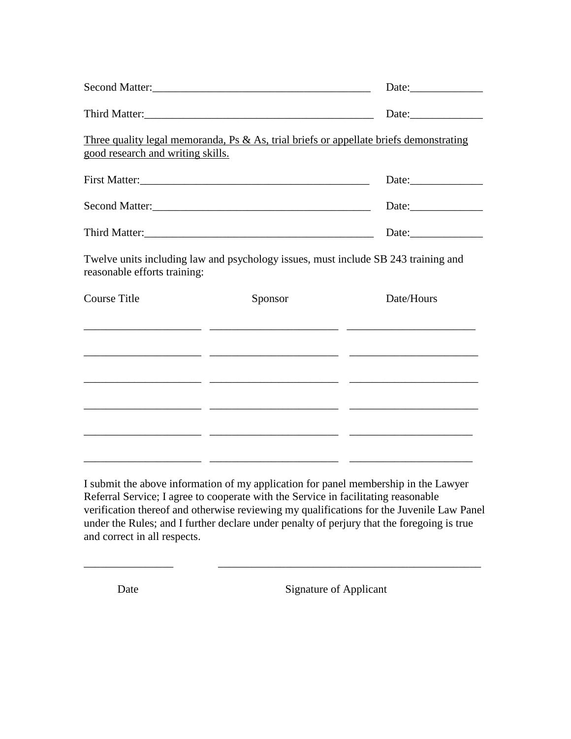Second Matter:________________________________________ Date:_____________

Third Matter:__________________________________________ Date:_____________

<u>Three quality legal memoranda, Ps & As, trial briefs or appellate briefs demonstrating good research and writing skills.</u>

First Matter:__________________________________________ Date:_____________

Second Matter:________________________________________ Date:_____________

Third Matter:__________________________________________ Date:_____________

Twelve units including law and psychology issues, must include SB 243 training and reasonable efforts training:

| Course Title | Sponsor | Date/Hours |
| --- | --- | --- |
| _____________________ | _______________________ | _______________________ |
| _____________________ | _______________________ | _______________________ |
| _____________________ | _______________________ | _______________________ |
| _____________________ | _______________________ | _______________________ |
| _____________________ | _______________________ | _______________________ |
| _____________________ | _______________________ | _______________________ |

I submit the above information of my application for panel membership in the Lawyer Referral Service; I agree to cooperate with the Service in facilitating reasonable verification thereof and otherwise reviewing my qualifications for the Juvenile Law Panel under the Rules; and I further declare under penalty of perjury that the foregoing is true and correct in all respects.

________________ ________________________________________________

Date Signature of Applicant